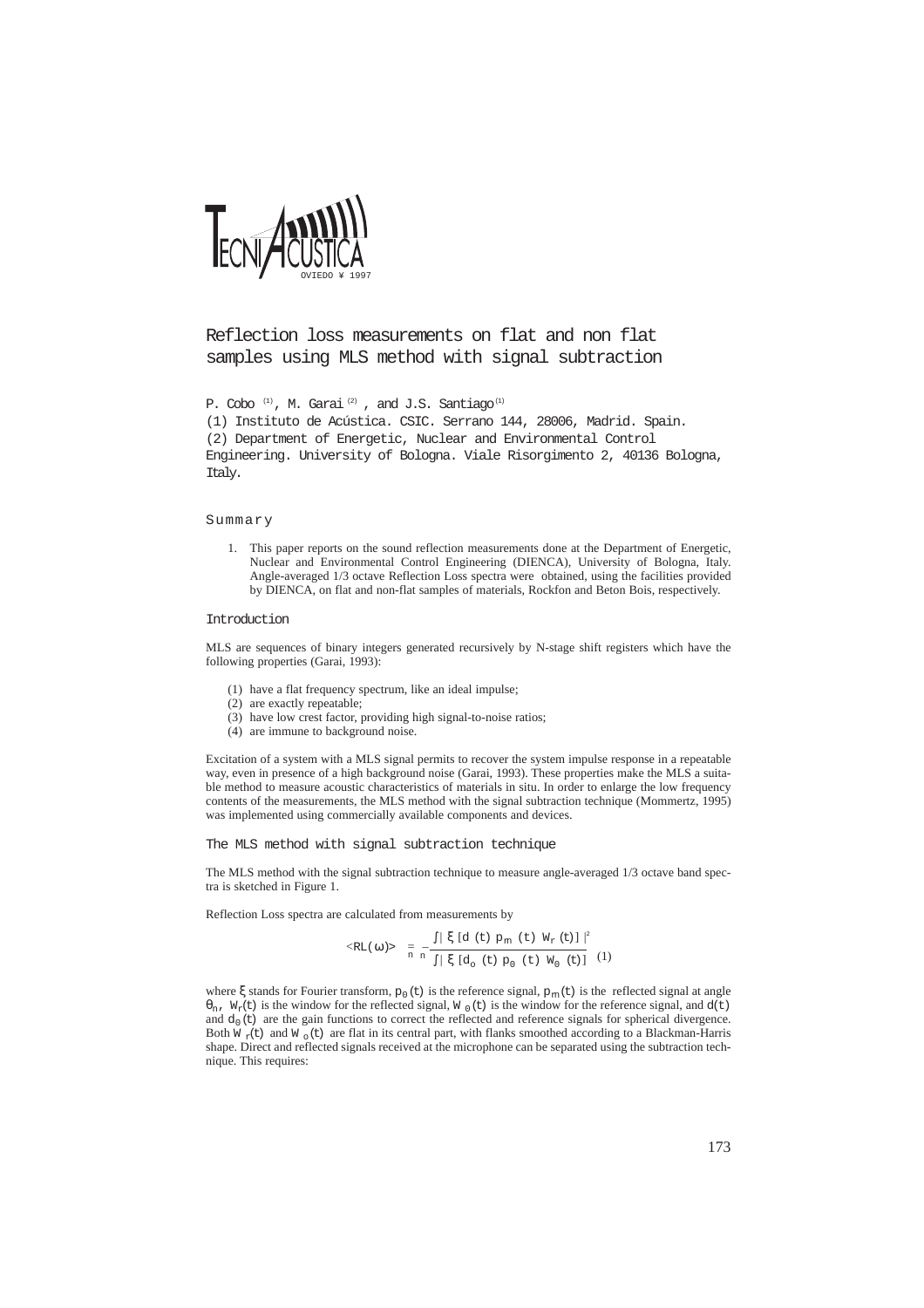# Reflection loss measurements on flat and non flat samples using MLS method with signal subtraction

P. Cobo [1], M. Garai [2], and J.S. Santiago [1]

(1) Instituto de Acústica. CSIC. Serrano 144, 28006, Madrid. Spain.
(2) Department of Energetic, Nuclear and Environmental Control Engineering. University of Bologna. Viale Risorgimento 2, 40136 Bologna, Italy.

## Summary

1. This paper reports on the sound reflection measurements done at the Department of Energetic, Nuclear and Environmental Control Engineering (DIENCA), University of Bologna, Italy. Angle-averaged 1/3 octave Reflection Loss spectra were obtained, using the facilities provided by DIENCA, on flat and non-flat samples of materials, Rockfon and Beton Bois, respectively.

## Introduction

MLS are sequences of binary integers generated recursively by N-stage shift registers which have the following properties (Garai, 1993):

(1) have a flat frequency spectrum, like an ideal impulse;
(2) are exactly repeatable;
(3) have low crest factor, providing high signal-to-noise ratios;
(4) are immune to background noise.

Excitation of a system with a MLS signal permits to recover the system impulse response in a repeatable way, even in presence of a high background noise (Garai, 1993). These properties make the MLS a suitable method to measure acoustic characteristics of materials in situ. In order to enlarge the low frequency contents of the measurements, the MLS method with the signal subtraction technique (Mommertz, 1995) was implemented using commercially available components and devices.

## The MLS method with signal subtraction technique

The MLS method with the signal subtraction technique to measure angle-averaged 1/3 octave band spectra is sketched in Figure 1.

Reflection Loss spectra are calculated from measurements by

$$<RL(\omega)>_n = -\frac{\int | \xi [d(t)\, p_m(t)\, W_r(t)] |^2}{\int | \xi [d_o(t)\, p_0(t)\, W_0(t)]} \quad (1)$$

where $\xi$ stands for Fourier transform, $p_0(t)$ is the reference signal, $p_m(t)$ is the reflected signal at angle $\theta_n$, $W_r(t)$ is the window for the reflected signal, $W_0(t)$ is the window for the reference signal, and $d(t)$ and $d_0(t)$ are the gain functions to correct the reflected and reference signals for spherical divergence. Both $W_r(t)$ and $W_o(t)$ are flat in its central part, with flanks smoothed according to a Blackman-Harris shape. Direct and reflected signals received at the microphone can be separated using the subtraction technique. This requires: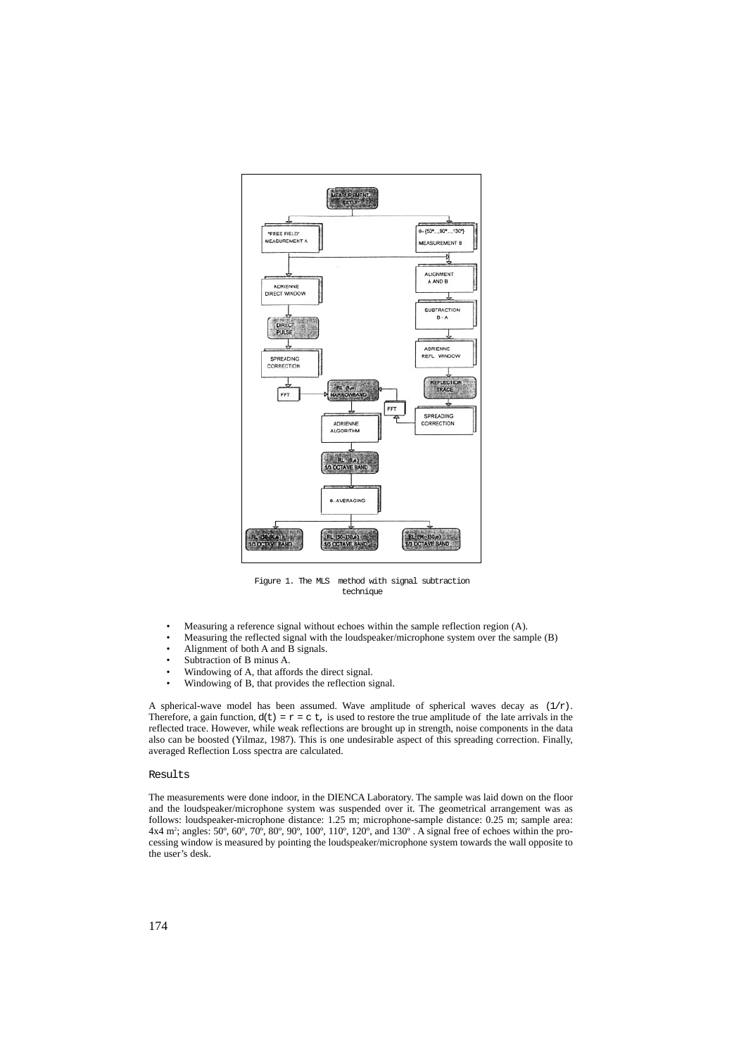Figure 1. The MLS method with signal subtraction technique

- Measuring a reference signal without echoes within the sample reflection region (A).
- Measuring the reflected signal with the loudspeaker/microphone system over the sample (B)
- Alignment of both A and B signals.
- Subtraction of B minus A.
- Windowing of A, that affords the direct signal.
- Windowing of B, that provides the reflection signal.

A spherical-wave model has been assumed. Wave amplitude of spherical waves decay as $(1/r)$. Therefore, a gain function, $d(t) = r = c\,t$, is used to restore the true amplitude of the late arrivals in the reflected trace. However, while weak reflections are brought up in strength, noise components in the data also can be boosted (Yilmaz, 1987). This is one undesirable aspect of this spreading correction. Finally, averaged Reflection Loss spectra are calculated.

## Results

The measurements were done indoor, in the DIENCA Laboratory. The sample was laid down on the floor and the loudspeaker/microphone system was suspended over it. The geometrical arrangement was as follows: loudspeaker-microphone distance: 1.25 m; microphone-sample distance: 0.25 m; sample area: 4x4 $m^2$; angles: 50º, 60º, 70º, 80º, 90º, 100º, 110º, 120º, and 130º . A signal free of echoes within the processing window is measured by pointing the loudspeaker/microphone system towards the wall opposite to the user's desk.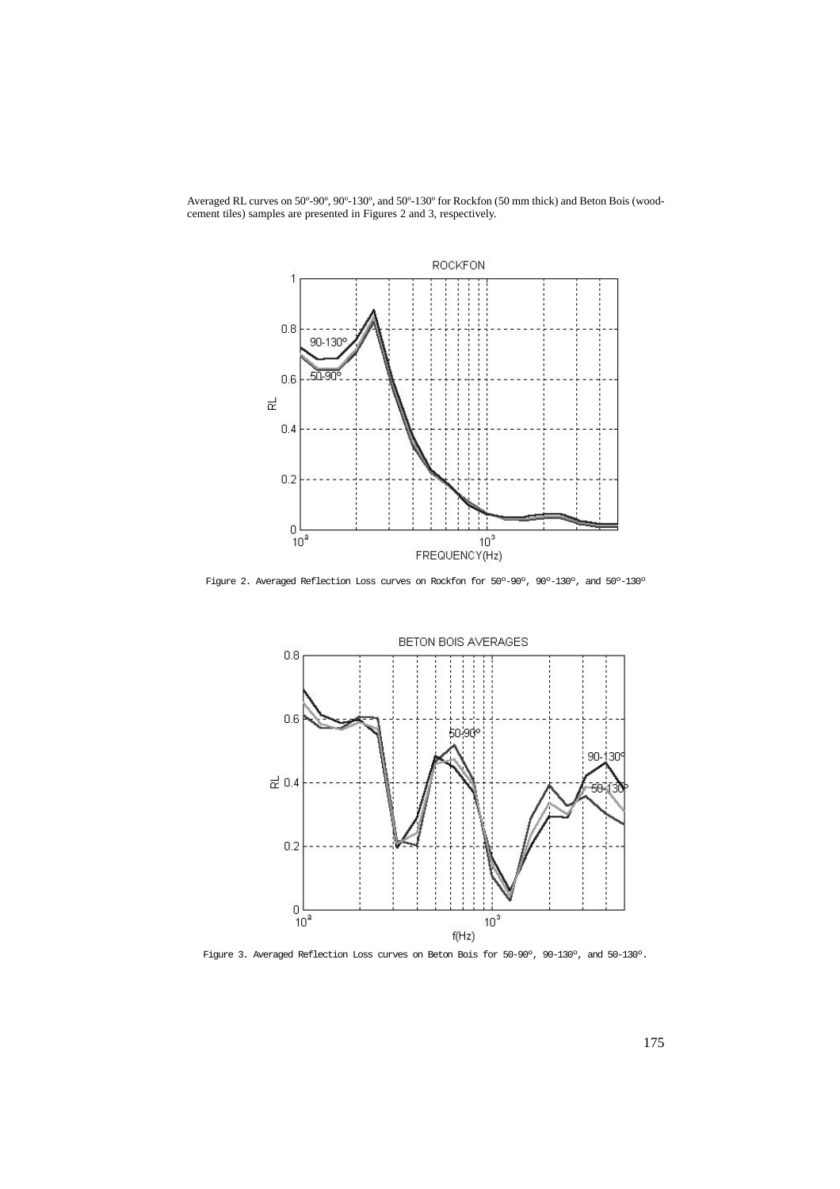Averaged RL curves on 50º-90º, 90º-130º, and 50º-130º for Rockfon (50 mm thick) and Beton Bois (wood-cement tiles) samples are presented in Figures 2 and 3, respectively.

Figure 2. Averaged Reflection Loss curves on Rockfon for 50º-90º, 90º-130º, and 50º-130º

Figure 3. Averaged Reflection Loss curves on Beton Bois for 50-90º, 90-130º, and 50-130º.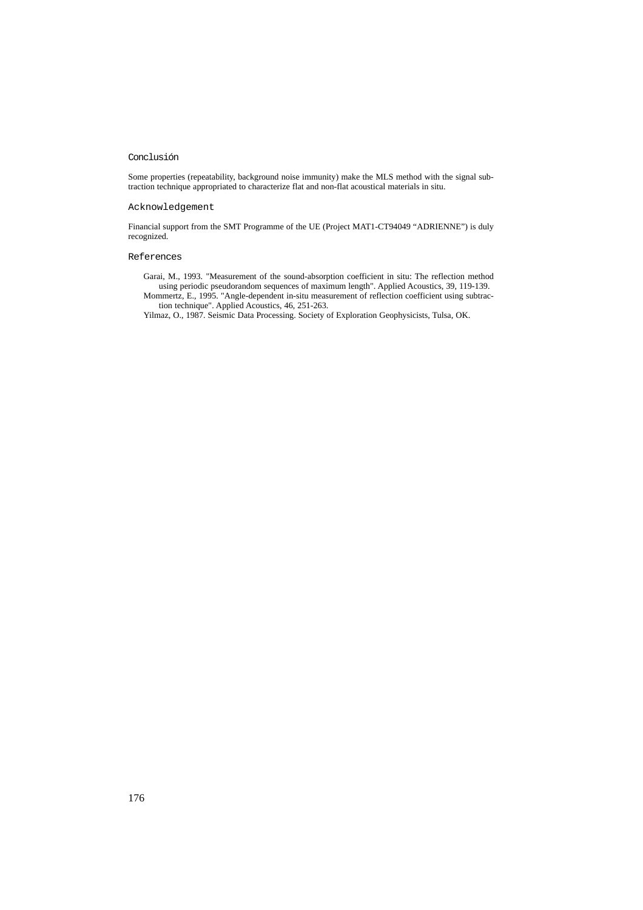## Conclusión

Some properties (repeatability, background noise immunity) make the MLS method with the signal subtraction technique appropriated to characterize flat and non-flat acoustical materials in situ.

## Acknowledgement

Financial support from the SMT Programme of the UE (Project MAT1-CT94049 "ADRIENNE") is duly recognized.

## References

Garai, M., 1993. "Measurement of the sound-absorption coefficient in situ: The reflection method using periodic pseudorandom sequences of maximum length". Applied Acoustics, 39, 119-139.

Mommertz, E., 1995. "Angle-dependent in-situ measurement of reflection coefficient using subtraction technique". Applied Acoustics, 46, 251-263.

Yilmaz, O., 1987. Seismic Data Processing. Society of Exploration Geophysicists, Tulsa, OK.